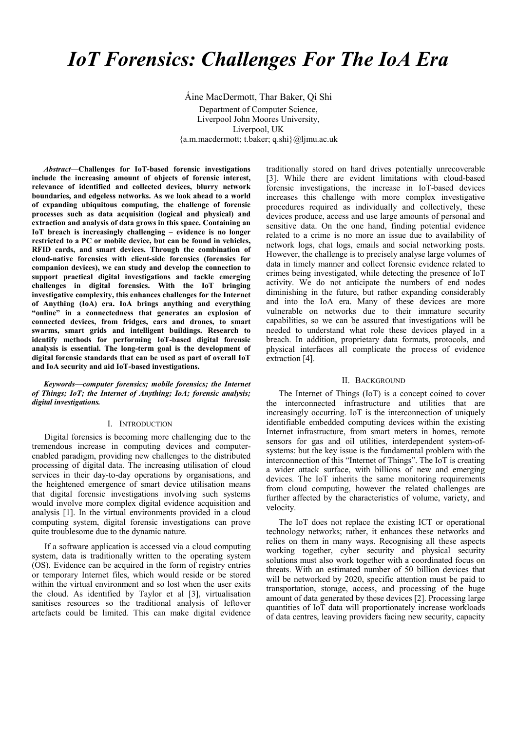# IoT Forensics: Challenges For The IoA Era

Áine MacDermott, Thar Baker, Qi Shi

Department of Computer Science,
Liverpool John Moores University,
Liverpool, UK
{a.m.macdermott; t.baker; q.shi}@ljmu.ac.uk

***Abstract*—Challenges for IoT-based forensic investigations include the increasing amount of objects of forensic interest, relevance of identified and collected devices, blurry network boundaries, and edgeless networks. As we look ahead to a world of expanding ubiquitous computing, the challenge of forensic processes such as data acquisition (logical and physical) and extraction and analysis of data grows in this space. Containing an IoT breach is increasingly challenging – evidence is no longer restricted to a PC or mobile device, but can be found in vehicles, RFID cards, and smart devices. Through the combination of cloud-native forensics with client-side forensics (forensics for companion devices), we can study and develop the connection to support practical digital investigations and tackle emerging challenges in digital forensics. With the IoT bringing investigative complexity, this enhances challenges for the Internet of Anything (IoA) era. IoA brings anything and everything "online" in a connectedness that generates an explosion of connected devices, from fridges, cars and drones, to smart swarms, smart grids and intelligent buildings. Research to identify methods for performing IoT-based digital forensic analysis is essential. The long-term goal is the development of digital forensic standards that can be used as part of overall IoT and IoA security and aid IoT-based investigations.**

***Keywords*—computer forensics; mobile forensics; the Internet of Things; IoT; the Internet of Anything; IoA; forensic analysis; digital investigations.**

## I. Introduction

Digital forensics is becoming more challenging due to the tremendous increase in computing devices and computer-enabled paradigm, providing new challenges to the distributed processing of digital data. The increasing utilisation of cloud services in their day-to-day operations by organisations, and the heightened emergence of smart device utilisation means that digital forensic investigations involving such systems would involve more complex digital evidence acquisition and analysis [1]. In the virtual environments provided in a cloud computing system, digital forensic investigations can prove quite troublesome due to the dynamic nature.

If a software application is accessed via a cloud computing system, data is traditionally written to the operating system (OS). Evidence can be acquired in the form of registry entries or temporary Internet files, which would reside or be stored within the virtual environment and so lost when the user exits the cloud. As identified by Taylor et al [3], virtualisation sanitises resources so the traditional analysis of leftover artefacts could be limited. This can make digital evidence traditionally stored on hard drives potentially unrecoverable [3]. While there are evident limitations with cloud-based forensic investigations, the increase in IoT-based devices increases this challenge with more complex investigative procedures required as individually and collectively, these devices produce, access and use large amounts of personal and sensitive data. On the one hand, finding potential evidence related to a crime is no more an issue due to availability of network logs, chat logs, emails and social networking posts. However, the challenge is to precisely analyse large volumes of data in timely manner and collect forensic evidence related to crimes being investigated, while detecting the presence of IoT activity. We do not anticipate the numbers of end nodes diminishing in the future, but rather expanding considerably and into the IoA era. Many of these devices are more vulnerable on networks due to their immature security capabilities, so we can be assured that investigations will be needed to understand what role these devices played in a breach. In addition, proprietary data formats, protocols, and physical interfaces all complicate the process of evidence extraction [4].

## II. Background

The Internet of Things (IoT) is a concept coined to cover the interconnected infrastructure and utilities that are increasingly occurring. IoT is the interconnection of uniquely identifiable embedded computing devices within the existing Internet infrastructure, from smart meters in homes, remote sensors for gas and oil utilities, interdependent system-of-systems: but the key issue is the fundamental problem with the interconnection of this "Internet of Things". The IoT is creating a wider attack surface, with billions of new and emerging devices. The IoT inherits the same monitoring requirements from cloud computing, however the related challenges are further affected by the characteristics of volume, variety, and velocity.

The IoT does not replace the existing ICT or operational technology networks; rather, it enhances these networks and relies on them in many ways. Recognising all these aspects working together, cyber security and physical security solutions must also work together with a coordinated focus on threats. With an estimated number of 50 billion devices that will be networked by 2020, specific attention must be paid to transportation, storage, access, and processing of the huge amount of data generated by these devices [2]. Processing large quantities of IoT data will proportionately increase workloads of data centres, leaving providers facing new security, capacity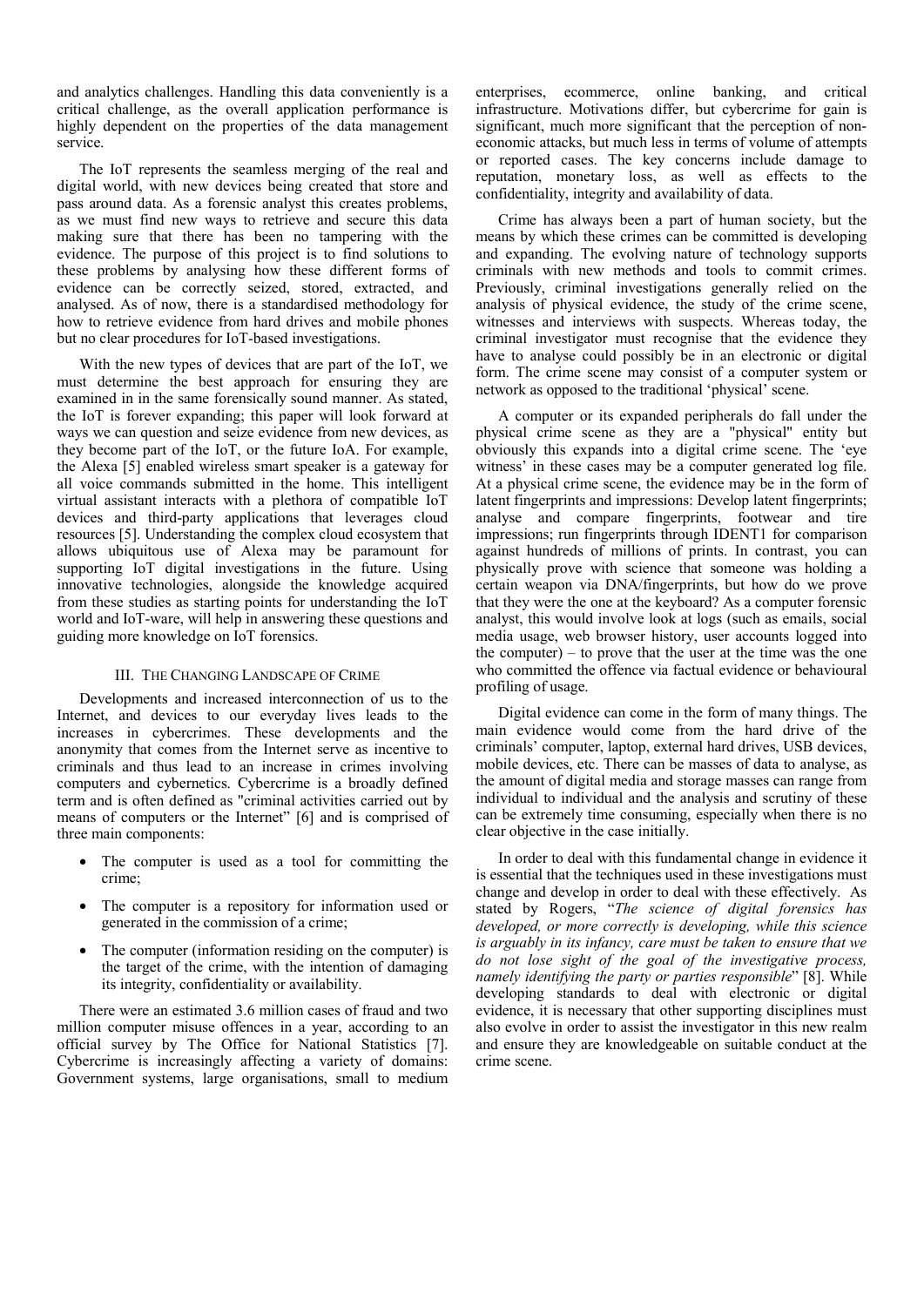and analytics challenges. Handling this data conveniently is a critical challenge, as the overall application performance is highly dependent on the properties of the data management service.

The IoT represents the seamless merging of the real and digital world, with new devices being created that store and pass around data. As a forensic analyst this creates problems, as we must find new ways to retrieve and secure this data making sure that there has been no tampering with the evidence. The purpose of this project is to find solutions to these problems by analysing how these different forms of evidence can be correctly seized, stored, extracted, and analysed. As of now, there is a standardised methodology for how to retrieve evidence from hard drives and mobile phones but no clear procedures for IoT-based investigations.

With the new types of devices that are part of the IoT, we must determine the best approach for ensuring they are examined in in the same forensically sound manner. As stated, the IoT is forever expanding; this paper will look forward at ways we can question and seize evidence from new devices, as they become part of the IoT, or the future IoA. For example, the Alexa [5] enabled wireless smart speaker is a gateway for all voice commands submitted in the home. This intelligent virtual assistant interacts with a plethora of compatible IoT devices and third-party applications that leverages cloud resources [5]. Understanding the complex cloud ecosystem that allows ubiquitous use of Alexa may be paramount for supporting IoT digital investigations in the future. Using innovative technologies, alongside the knowledge acquired from these studies as starting points for understanding the IoT world and IoT-ware, will help in answering these questions and guiding more knowledge on IoT forensics.

## III. The Changing Landscape of Crime

Developments and increased interconnection of us to the Internet, and devices to our everyday lives leads to the increases in cybercrimes. These developments and the anonymity that comes from the Internet serve as incentive to criminals and thus lead to an increase in crimes involving computers and cybernetics. Cybercrime is a broadly defined term and is often defined as "criminal activities carried out by means of computers or the Internet" [6] and is comprised of three main components:

- The computer is used as a tool for committing the crime;
- The computer is a repository for information used or generated in the commission of a crime;
- The computer (information residing on the computer) is the target of the crime, with the intention of damaging its integrity, confidentiality or availability.

There were an estimated 3.6 million cases of fraud and two million computer misuse offences in a year, according to an official survey by The Office for National Statistics [7]. Cybercrime is increasingly affecting a variety of domains: Government systems, large organisations, small to medium enterprises, ecommerce, online banking, and critical infrastructure. Motivations differ, but cybercrime for gain is significant, much more significant that the perception of non-economic attacks, but much less in terms of volume of attempts or reported cases. The key concerns include damage to reputation, monetary loss, as well as effects to the confidentiality, integrity and availability of data.

Crime has always been a part of human society, but the means by which these crimes can be committed is developing and expanding. The evolving nature of technology supports criminals with new methods and tools to commit crimes. Previously, criminal investigations generally relied on the analysis of physical evidence, the study of the crime scene, witnesses and interviews with suspects. Whereas today, the criminal investigator must recognise that the evidence they have to analyse could possibly be in an electronic or digital form. The crime scene may consist of a computer system or network as opposed to the traditional 'physical' scene.

A computer or its expanded peripherals do fall under the physical crime scene as they are a "physical" entity but obviously this expands into a digital crime scene. The 'eye witness' in these cases may be a computer generated log file. At a physical crime scene, the evidence may be in the form of latent fingerprints and impressions: Develop latent fingerprints; analyse and compare fingerprints, footwear and tire impressions; run fingerprints through IDENT1 for comparison against hundreds of millions of prints. In contrast, you can physically prove with science that someone was holding a certain weapon via DNA/fingerprints, but how do we prove that they were the one at the keyboard? As a computer forensic analyst, this would involve look at logs (such as emails, social media usage, web browser history, user accounts logged into the computer) – to prove that the user at the time was the one who committed the offence via factual evidence or behavioural profiling of usage.

Digital evidence can come in the form of many things. The main evidence would come from the hard drive of the criminals' computer, laptop, external hard drives, USB devices, mobile devices, etc. There can be masses of data to analyse, as the amount of digital media and storage masses can range from individual to individual and the analysis and scrutiny of these can be extremely time consuming, especially when there is no clear objective in the case initially.

In order to deal with this fundamental change in evidence it is essential that the techniques used in these investigations must change and develop in order to deal with these effectively. As stated by Rogers, "*The science of digital forensics has developed, or more correctly is developing, while this science is arguably in its infancy, care must be taken to ensure that we do not lose sight of the goal of the investigative process, namely identifying the party or parties responsible*" [8]. While developing standards to deal with electronic or digital evidence, it is necessary that other supporting disciplines must also evolve in order to assist the investigator in this new realm and ensure they are knowledgeable on suitable conduct at the crime scene.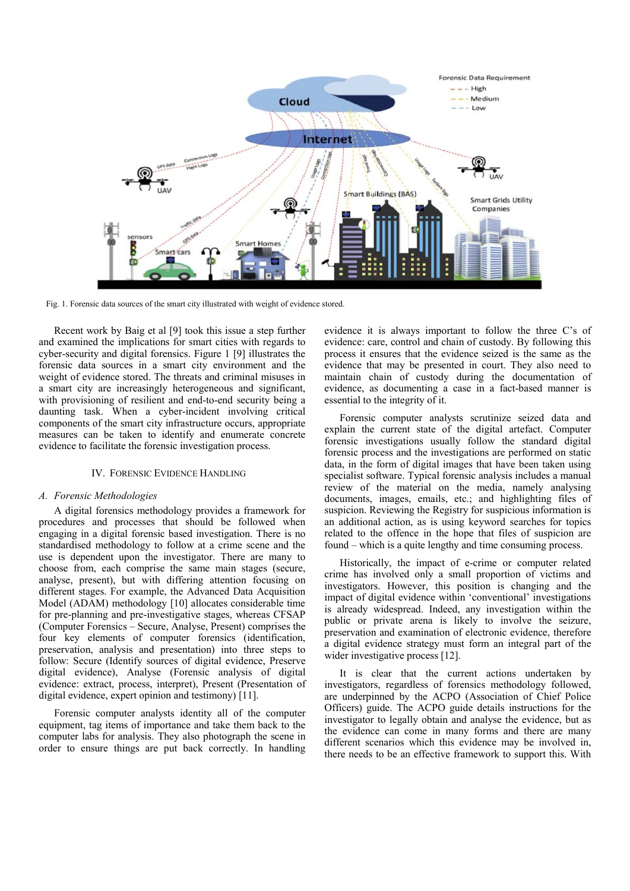Forensic Data Requirement

High

Medium

Low

Cloud

Internet

UAV

GPS data

Connection Logs

Flight Logs

UAV

Usage Logs

Connection Logs

Travel Logs

Connection logs

Usage Logs

System logs

Smart Buildings (BAS)

Smart Grids Utility Companies

Traffic data

GPS data

sensors

Smart cars

Smart Homes

Fig. 1. Forensic data sources of the smart city illustrated with weight of evidence stored.

Recent work by Baig et al [9] took this issue a step further and examined the implications for smart cities with regards to cyber-security and digital forensics. Figure 1 [9] illustrates the forensic data sources in a smart city environment and the weight of evidence stored. The threats and criminal misuses in a smart city are increasingly heterogeneous and significant, with provisioning of resilient and end-to-end security being a daunting task. When a cyber-incident involving critical components of the smart city infrastructure occurs, appropriate measures can be taken to identify and enumerate concrete evidence to facilitate the forensic investigation process.

## IV. Forensic Evidence Handling

### A. *Forensic Methodologies*

A digital forensics methodology provides a framework for procedures and processes that should be followed when engaging in a digital forensic based investigation. There is no standardised methodology to follow at a crime scene and the use is dependent upon the investigator. There are many to choose from, each comprise the same main stages (secure, analyse, present), but with differing attention focusing on different stages. For example, the Advanced Data Acquisition Model (ADAM) methodology [10] allocates considerable time for pre-planning and pre-investigative stages, whereas CFSAP (Computer Forensics – Secure, Analyse, Present) comprises the four key elements of computer forensics (identification, preservation, analysis and presentation) into three steps to follow: Secure (Identify sources of digital evidence, Preserve digital evidence), Analyse (Forensic analysis of digital evidence: extract, process, interpret), Present (Presentation of digital evidence, expert opinion and testimony) [11].

Forensic computer analysts identity all of the computer equipment, tag items of importance and take them back to the computer labs for analysis. They also photograph the scene in order to ensure things are put back correctly. In handling evidence it is always important to follow the three C's of evidence: care, control and chain of custody. By following this process it ensures that the evidence seized is the same as the evidence that may be presented in court. They also need to maintain chain of custody during the documentation of evidence, as documenting a case in a fact-based manner is essential to the integrity of it.

Forensic computer analysts scrutinize seized data and explain the current state of the digital artefact. Computer forensic investigations usually follow the standard digital forensic process and the investigations are performed on static data, in the form of digital images that have been taken using specialist software. Typical forensic analysis includes a manual review of the material on the media, namely analysing documents, images, emails, etc.; and highlighting files of suspicion. Reviewing the Registry for suspicious information is an additional action, as is using keyword searches for topics related to the offence in the hope that files of suspicion are found – which is a quite lengthy and time consuming process.

Historically, the impact of e-crime or computer related crime has involved only a small proportion of victims and investigators. However, this position is changing and the impact of digital evidence within 'conventional' investigations is already widespread. Indeed, any investigation within the public or private arena is likely to involve the seizure, preservation and examination of electronic evidence, therefore a digital evidence strategy must form an integral part of the wider investigative process [12].

It is clear that the current actions undertaken by investigators, regardless of forensics methodology followed, are underpinned by the ACPO (Association of Chief Police Officers) guide. The ACPO guide details instructions for the investigator to legally obtain and analyse the evidence, but as the evidence can come in many forms and there are many different scenarios which this evidence may be involved in, there needs to be an effective framework to support this. With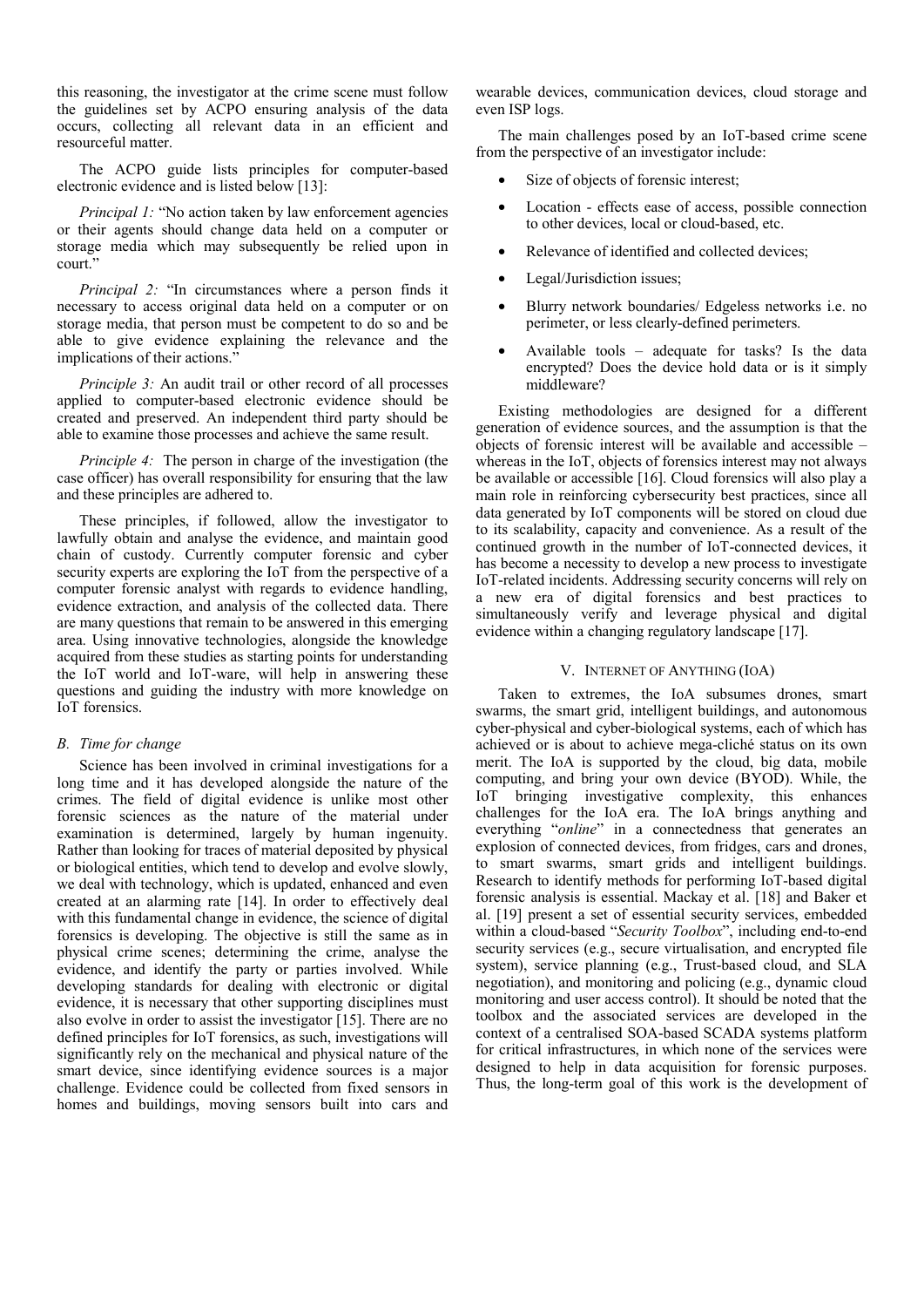this reasoning, the investigator at the crime scene must follow the guidelines set by ACPO ensuring analysis of the data occurs, collecting all relevant data in an efficient and resourceful matter.

The ACPO guide lists principles for computer-based electronic evidence and is listed below [13]:

*Principal 1:* "No action taken by law enforcement agencies or their agents should change data held on a computer or storage media which may subsequently be relied upon in court."

*Principal 2:* "In circumstances where a person finds it necessary to access original data held on a computer or on storage media, that person must be competent to do so and be able to give evidence explaining the relevance and the implications of their actions."

*Principle 3:* An audit trail or other record of all processes applied to computer-based electronic evidence should be created and preserved. An independent third party should be able to examine those processes and achieve the same result.

*Principle 4:* The person in charge of the investigation (the case officer) has overall responsibility for ensuring that the law and these principles are adhered to.

These principles, if followed, allow the investigator to lawfully obtain and analyse the evidence, and maintain good chain of custody. Currently computer forensic and cyber security experts are exploring the IoT from the perspective of a computer forensic analyst with regards to evidence handling, evidence extraction, and analysis of the collected data. There are many questions that remain to be answered in this emerging area. Using innovative technologies, alongside the knowledge acquired from these studies as starting points for understanding the IoT world and IoT-ware, will help in answering these questions and guiding the industry with more knowledge on IoT forensics.

### *B. Time for change*

Science has been involved in criminal investigations for a long time and it has developed alongside the nature of the crimes. The field of digital evidence is unlike most other forensic sciences as the nature of the material under examination is determined, largely by human ingenuity. Rather than looking for traces of material deposited by physical or biological entities, which tend to develop and evolve slowly, we deal with technology, which is updated, enhanced and even created at an alarming rate [14]. In order to effectively deal with this fundamental change in evidence, the science of digital forensics is developing. The objective is still the same as in physical crime scenes; determining the crime, analyse the evidence, and identify the party or parties involved. While developing standards for dealing with electronic or digital evidence, it is necessary that other supporting disciplines must also evolve in order to assist the investigator [15]. There are no defined principles for IoT forensics, as such, investigations will significantly rely on the mechanical and physical nature of the smart device, since identifying evidence sources is a major challenge. Evidence could be collected from fixed sensors in homes and buildings, moving sensors built into cars and wearable devices, communication devices, cloud storage and even ISP logs.

The main challenges posed by an IoT-based crime scene from the perspective of an investigator include:

- Size of objects of forensic interest;
- Location - effects ease of access, possible connection to other devices, local or cloud-based, etc.
- Relevance of identified and collected devices;
- Legal/Jurisdiction issues;
- Blurry network boundaries/ Edgeless networks i.e. no perimeter, or less clearly-defined perimeters.
- Available tools – adequate for tasks? Is the data encrypted? Does the device hold data or is it simply middleware?

Existing methodologies are designed for a different generation of evidence sources, and the assumption is that the objects of forensic interest will be available and accessible – whereas in the IoT, objects of forensics interest may not always be available or accessible [16]. Cloud forensics will also play a main role in reinforcing cybersecurity best practices, since all data generated by IoT components will be stored on cloud due to its scalability, capacity and convenience. As a result of the continued growth in the number of IoT-connected devices, it has become a necessity to develop a new process to investigate IoT-related incidents. Addressing security concerns will rely on a new era of digital forensics and best practices to simultaneously verify and leverage physical and digital evidence within a changing regulatory landscape [17].

## V. Internet of Anything (IoA)

Taken to extremes, the IoA subsumes drones, smart swarms, the smart grid, intelligent buildings, and autonomous cyber-physical and cyber-biological systems, each of which has achieved or is about to achieve mega-cliché status on its own merit. The IoA is supported by the cloud, big data, mobile computing, and bring your own device (BYOD). While, the IoT bringing investigative complexity, this enhances challenges for the IoA era. The IoA brings anything and everything "*online*" in a connectedness that generates an explosion of connected devices, from fridges, cars and drones, to smart swarms, smart grids and intelligent buildings. Research to identify methods for performing IoT-based digital forensic analysis is essential. Mackay et al. [18] and Baker et al. [19] present a set of essential security services, embedded within a cloud-based "*Security Toolbox*", including end-to-end security services (e.g., secure virtualisation, and encrypted file system), service planning (e.g., Trust-based cloud, and SLA negotiation), and monitoring and policing (e.g., dynamic cloud monitoring and user access control). It should be noted that the toolbox and the associated services are developed in the context of a centralised SOA-based SCADA systems platform for critical infrastructures, in which none of the services were designed to help in data acquisition for forensic purposes. Thus, the long-term goal of this work is the development of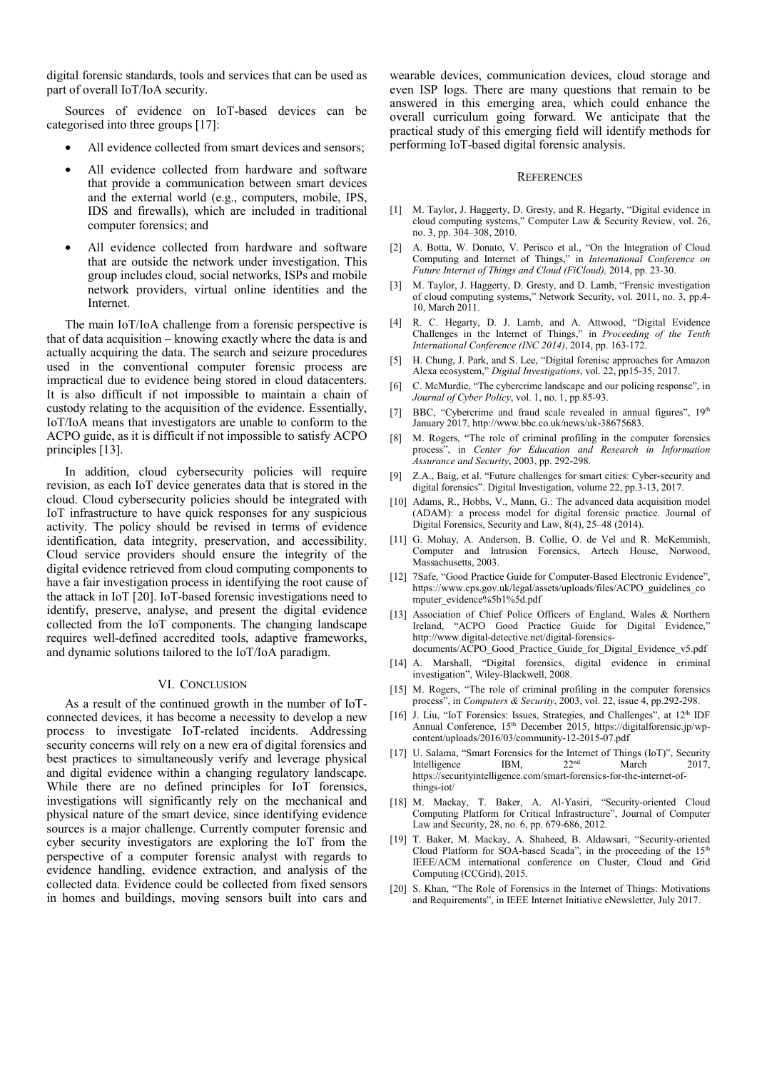digital forensic standards, tools and services that can be used as part of overall IoT/IoA security.

Sources of evidence on IoT-based devices can be categorised into three groups [17]:

- All evidence collected from smart devices and sensors;
- All evidence collected from hardware and software that provide a communication between smart devices and the external world (e.g., computers, mobile, IPS, IDS and firewalls), which are included in traditional computer forensics; and
- All evidence collected from hardware and software that are outside the network under investigation. This group includes cloud, social networks, ISPs and mobile network providers, virtual online identities and the Internet.

The main IoT/IoA challenge from a forensic perspective is that of data acquisition – knowing exactly where the data is and actually acquiring the data. The search and seizure procedures used in the conventional computer forensic process are impractical due to evidence being stored in cloud datacenters. It is also difficult if not impossible to maintain a chain of custody relating to the acquisition of the evidence. Essentially, IoT/IoA means that investigators are unable to conform to the ACPO guide, as it is difficult if not impossible to satisfy ACPO principles [13].

In addition, cloud cybersecurity policies will require revision, as each IoT device generates data that is stored in the cloud. Cloud cybersecurity policies should be integrated with IoT infrastructure to have quick responses for any suspicious activity. The policy should be revised in terms of evidence identification, data integrity, preservation, and accessibility. Cloud service providers should ensure the integrity of the digital evidence retrieved from cloud computing components to have a fair investigation process in identifying the root cause of the attack in IoT [20]. IoT-based forensic investigations need to identify, preserve, analyse, and present the digital evidence collected from the IoT components. The changing landscape requires well-defined accredited tools, adaptive frameworks, and dynamic solutions tailored to the IoT/IoA paradigm.

## VI. Conclusion

As a result of the continued growth in the number of IoT-connected devices, it has become a necessity to develop a new process to investigate IoT-related incidents. Addressing security concerns will rely on a new era of digital forensics and best practices to simultaneously verify and leverage physical and digital evidence within a changing regulatory landscape. While there are no defined principles for IoT forensics, investigations will significantly rely on the mechanical and physical nature of the smart device, since identifying evidence sources is a major challenge. Currently computer forensic and cyber security investigators are exploring the IoT from the perspective of a computer forensic analyst with regards to evidence handling, evidence extraction, and analysis of the collected data. Evidence could be collected from fixed sensors in homes and buildings, moving sensors built into cars and wearable devices, communication devices, cloud storage and even ISP logs. There are many questions that remain to be answered in this emerging area, which could enhance the overall curriculum going forward. We anticipate that the practical study of this emerging field will identify methods for performing IoT-based digital forensic analysis.

## References

[1] M. Taylor, J. Haggerty, D. Gresty, and R. Hegarty, "Digital evidence in cloud computing systems," Computer Law & Security Review, vol. 26, no. 3, pp. 304–308, 2010.

[2] A. Botta, W. Donato, V. Perisco et al., "On the Integration of Cloud Computing and Internet of Things," in *International Conference on Future Internet of Things and Cloud (FiCloud),* 2014, pp. 23-30.

[3] M. Taylor, J. Haggerty, D. Gresty, and D. Lamb, "Frensic investigation of cloud computing systems," Network Security, vol. 2011, no. 3, pp.4-10, March 2011.

[4] R. C. Hegarty, D. J. Lamb, and A. Attwood, "Digital Evidence Challenges in the Internet of Things," in *Proceeding of the Tenth International Conference (INC 2014)*, 2014, pp. 163-172.

[5] H. Chung, J. Park, and S. Lee, "Digital forenisc approaches for Amazon Alexa ecosystem," *Digital Investigations*, vol. 22, pp15-35, 2017.

[6] C. McMurdie, "The cybercrime landscape and our policing response", in *Journal of Cyber Policy*, vol. 1, no. 1, pp.85-93.

[7] BBC, "Cybercrime and fraud scale revealed in annual figures", 19th January 2017, http://www.bbc.co.uk/news/uk-38675683.

[8] M. Rogers, "The role of criminal profiling in the computer forensics process", in *Center for Education and Research in Information Assurance and Security*, 2003, pp. 292-298.

[9] Z.A., Baig, et al. "Future challenges for smart cities: Cyber-security and digital forensics". Digital Investigation, volume 22, pp.3-13, 2017.

[10] Adams, R., Hobbs, V., Mann, G.: The advanced data acquisition model (ADAM): a process model for digital forensic practice. Journal of Digital Forensics, Security and Law, 8(4), 25–48 (2014).

[11] G. Mohay, A. Anderson, B. Collie, O. de Vel and R. McKemmish, Computer and Intrusion Forensics, Artech House, Norwood, Massachusetts, 2003.

[12] 7Safe, "Good Practice Guide for Computer-Based Electronic Evidence", https://www.cps.gov.uk/legal/assets/uploads/files/ACPO_guidelines_computer_evidence%5b1%5d.pdf

[13] Association of Chief Police Officers of England, Wales & Northern Ireland, "ACPO Good Practice Guide for Digital Evidence," http://www.digital-detective.net/digital-forensics-documents/ACPO_Good_Practice_Guide_for_Digital_Evidence_v5.pdf

[14] A. Marshall, "Digital forensics, digital evidence in criminal investigation", Wiley-Blackwell, 2008.

[15] M. Rogers, "The role of criminal profiling in the computer forensics process", in *Computers & Security*, 2003, vol. 22, issue 4, pp.292-298.

[16] J. Liu, "IoT Forensics: Issues, Strategies, and Challenges", at 12th IDF Annual Conference, 15th December 2015, https://digitalforensic.jp/wp-content/uploads/2016/03/community-12-2015-07.pdf

[17] U. Salama, "Smart Forensics for the Internet of Things (IoT)", Security Intelligence IBM, 22nd March 2017, https://securityintelligence.com/smart-forensics-for-the-internet-of-things-iot/

[18] M. Mackay, T. Baker, A. Al-Yasiri, "Security-oriented Cloud Computing Platform for Critical Infrastructure", Journal of Computer Law and Security, 28, no. 6, pp. 679-686, 2012.

[19] T. Baker, M. Mackay, A. Shaheed, B. Aldawsari, "Security-oriented Cloud Platform for SOA-based Scada", in the proceeding of the 15th IEEE/ACM international conference on Cluster, Cloud and Grid Computing (CCGrid), 2015.

[20] S. Khan, "The Role of Forensics in the Internet of Things: Motivations and Requirements", in IEEE Internet Initiative eNewsletter, July 2017.